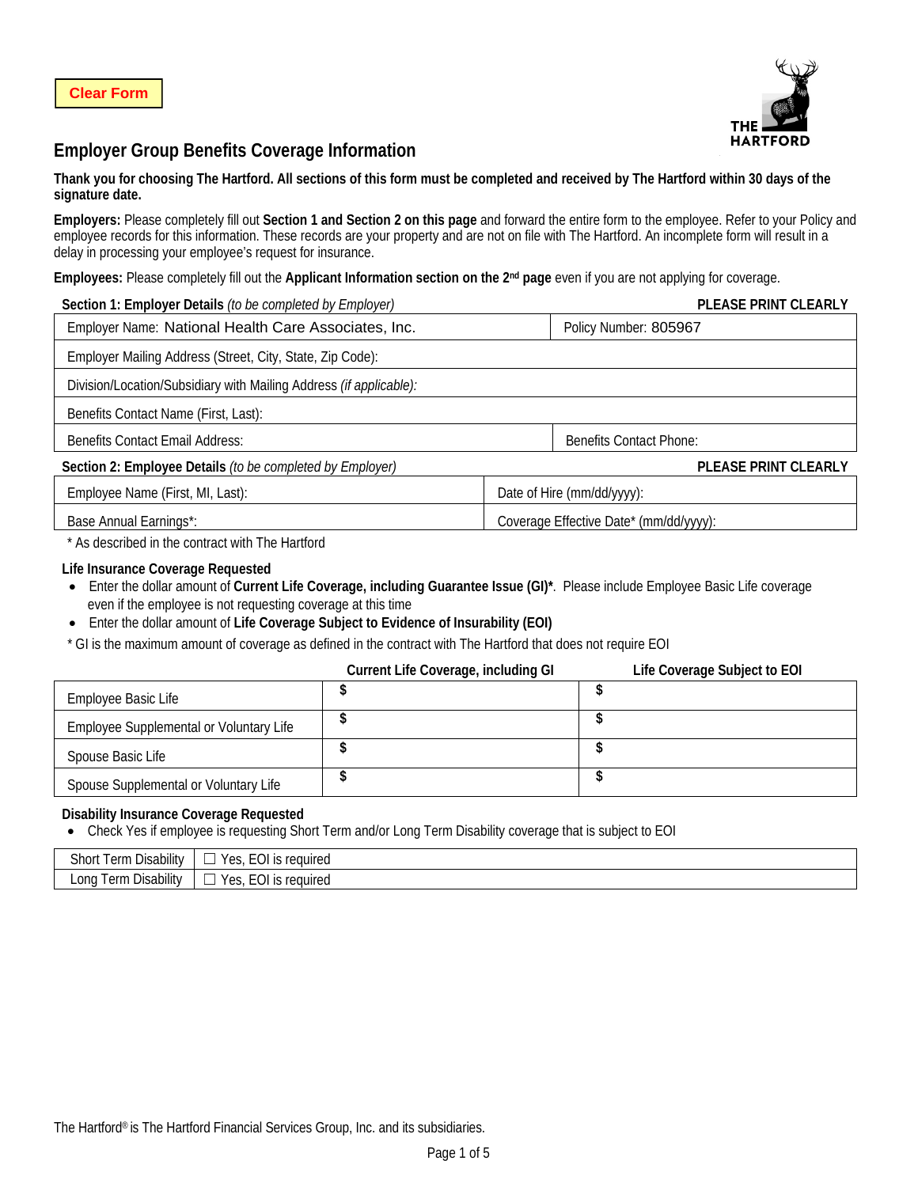Clear Form

# Employer Group Benefits Coverage Information

**Thank you for choosing The Hartford. All sections of this form must be completed and received by The Hartford within 30 days of the signature date.**

**Employers:** Please completely fill out **Section 1 and Section 2 on this page** and forward the entire form to the employee. Refer to your Policy and employee records for this information. These records are your property and are not on file with The Hartford. An incomplete form will result in a delay in processing your employee's request for insurance.

**Employees:** Please completely fill out the **Applicant Information section on the 2nd page** even if you are not applying for coverage.

**Section 1: Employer Details** *(to be completed by Employer)* **PLEASE PRINT CLEARLY**

| | |
|---|---|
| Employer Name: National Health Care Associates, Inc. | Policy Number: 805967 |
| Employer Mailing Address (Street, City, State, Zip Code): | |
| Division/Location/Subsidiary with Mailing Address *(if applicable):* | |
| Benefits Contact Name (First, Last): | |
| Benefits Contact Email Address: | Benefits Contact Phone: |

**Section 2: Employee Details** *(to be completed by Employer)* **PLEASE PRINT CLEARLY**

| | |
|---|---|
| Employee Name (First, MI, Last): | Date of Hire (mm/dd/yyyy): |
| Base Annual Earnings*: | Coverage Effective Date* (mm/dd/yyyy): |

\* As described in the contract with The Hartford

**Life Insurance Coverage Requested**

- Enter the dollar amount of **Current Life Coverage, including Guarantee Issue (GI)***. Please include Employee Basic Life coverage even if the employee is not requesting coverage at this time
- Enter the dollar amount of **Life Coverage Subject to Evidence of Insurability (EOI)**

\* GI is the maximum amount of coverage as defined in the contract with The Hartford that does not require EOI

| | **Current Life Coverage, including GI** | **Life Coverage Subject to EOI** |
|---|---|---|
| Employee Basic Life | $ | $ |
| Employee Supplemental or Voluntary Life | $ | $ |
| Spouse Basic Life | $ | $ |
| Spouse Supplemental or Voluntary Life | $ | $ |

**Disability Insurance Coverage Requested**

- Check Yes if employee is requesting Short Term and/or Long Term Disability coverage that is subject to EOI

| | |
|---|---|
| Short Term Disability | ☐ Yes, EOI is required |
| Long Term Disability | ☐ Yes, EOI is required |

The Hartford® is The Hartford Financial Services Group, Inc. and its subsidiaries.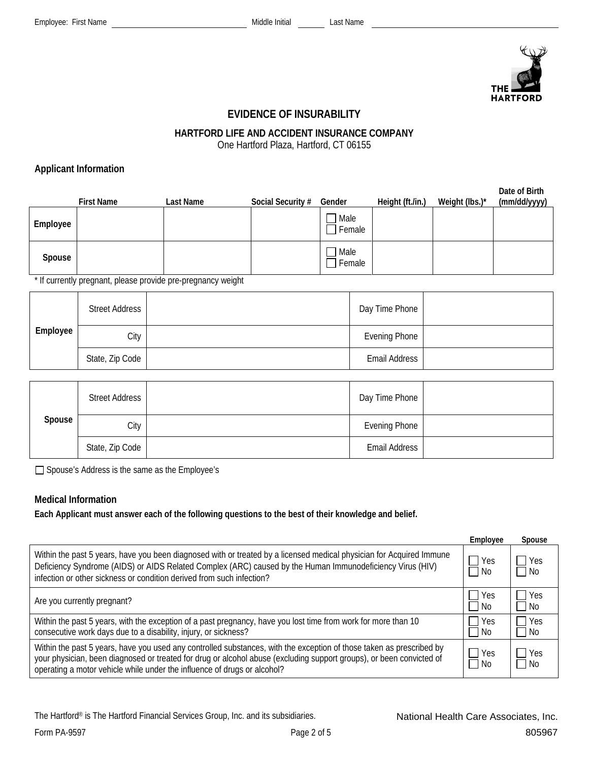Employee: First Name ____________________ Middle Initial ______ Last Name ____________________

# EVIDENCE OF INSURABILITY

## HARTFORD LIFE AND ACCIDENT INSURANCE COMPANY

One Hartford Plaza, Hartford, CT 06155

### Applicant Information

| | First Name | Last Name | Social Security # | Gender | Height (ft./in.) | Weight (lbs.)* | Date of Birth (mm/dd/yyyy) |
|---|---|---|---|---|---|---|---|
| **Employee** | | | | ☐ Male ☐ Female | | | |
| **Spouse** | | | | ☐ Male ☐ Female | | | |

\* If currently pregnant, please provide pre-pregnancy weight

| | | | | |
|---|---|---|---|---|
| **Employee** | Street Address | | Day Time Phone | |
| | City | | Evening Phone | |
| | State, Zip Code | | Email Address | |

| | | | | |
|---|---|---|---|---|
| **Spouse** | Street Address | | Day Time Phone | |
| | City | | Evening Phone | |
| | State, Zip Code | | Email Address | |

☐ Spouse's Address is the same as the Employee's

### Medical Information

**Each Applicant must answer each of the following questions to the best of their knowledge and belief.**

| | Employee | Spouse |
|---|---|---|
| Within the past 5 years, have you been diagnosed with or treated by a licensed medical physician for Acquired Immune Deficiency Syndrome (AIDS) or AIDS Related Complex (ARC) caused by the Human Immunodeficiency Virus (HIV) infection or other sickness or condition derived from such infection? | ☐ Yes ☐ No | ☐ Yes ☐ No |
| Are you currently pregnant? | ☐ Yes ☐ No | ☐ Yes ☐ No |
| Within the past 5 years, with the exception of a past pregnancy, have you lost time from work for more than 10 consecutive work days due to a disability, injury, or sickness? | ☐ Yes ☐ No | ☐ Yes ☐ No |
| Within the past 5 years, have you used any controlled substances, with the exception of those taken as prescribed by your physician, been diagnosed or treated for drug or alcohol abuse (excluding support groups), or been convicted of operating a motor vehicle while under the influence of drugs or alcohol? | ☐ Yes ☐ No | ☐ Yes ☐ No |

The Hartford® is The Hartford Financial Services Group, Inc. and its subsidiaries.

National Health Care Associates, Inc.

Form PA-9597

805967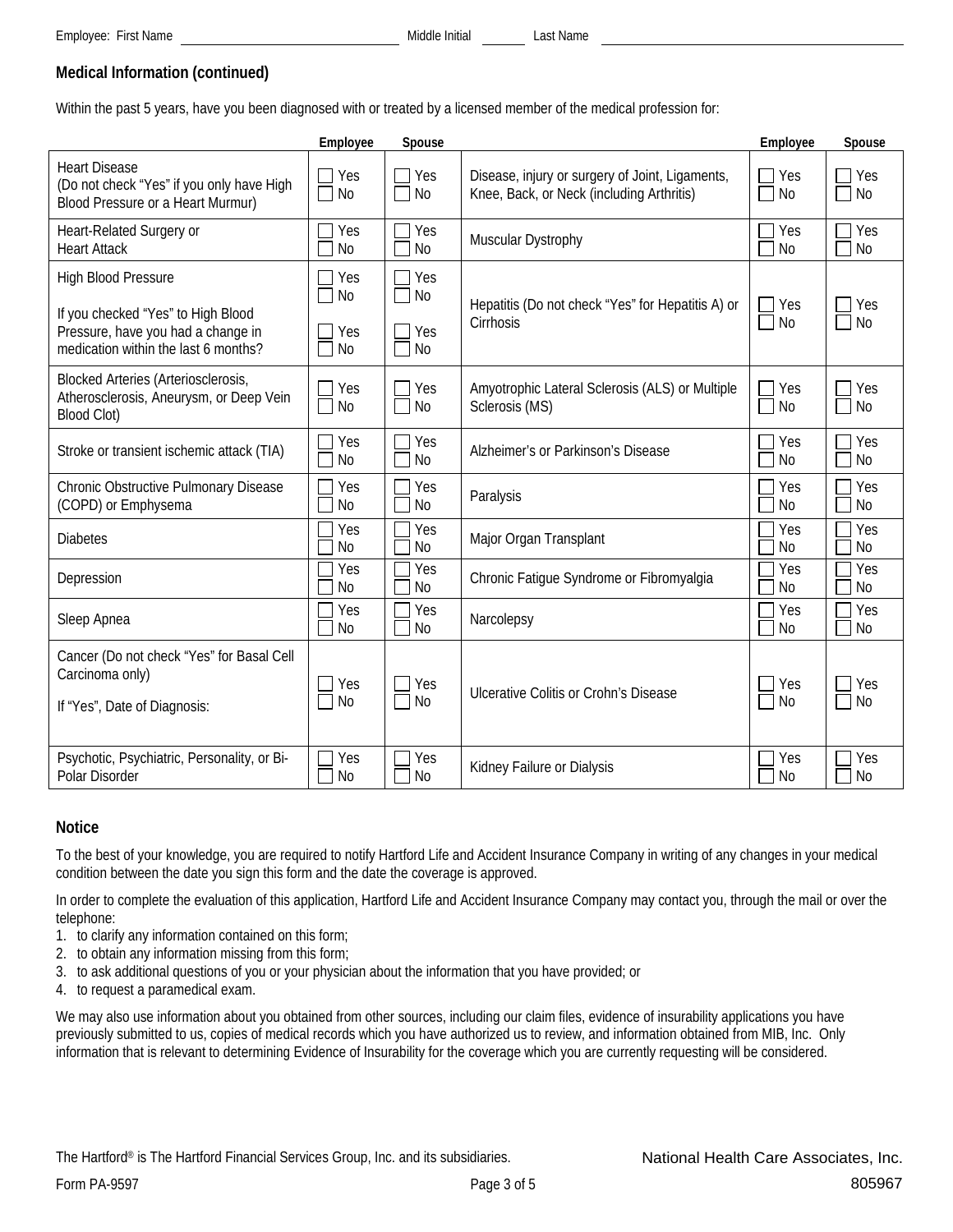Employee: First Name ______________________ Middle Initial ______ Last Name ______________________

**Medical Information (continued)**

Within the past 5 years, have you been diagnosed with or treated by a licensed member of the medical profession for:

| | Employee | Spouse | | Employee | Spouse |
|---|---|---|---|---|---|
| Heart Disease (Do not check "Yes" if you only have High Blood Pressure or a Heart Murmur) | ☐ Yes ☐ No | ☐ Yes ☐ No | Disease, injury or surgery of Joint, Ligaments, Knee, Back, or Neck (including Arthritis) | ☐ Yes ☐ No | ☐ Yes ☐ No |
| Heart-Related Surgery or Heart Attack | ☐ Yes ☐ No | ☐ Yes ☐ No | Muscular Dystrophy | ☐ Yes ☐ No | ☐ Yes ☐ No |
| High Blood Pressure | ☐ Yes ☐ No | ☐ Yes ☐ No | Hepatitis (Do not check "Yes" for Hepatitis A) or Cirrhosis | ☐ Yes ☐ No | ☐ Yes ☐ No |
| If you checked "Yes" to High Blood Pressure, have you had a change in medication within the last 6 months? | ☐ Yes ☐ No | ☐ Yes ☐ No | | | |
| Blocked Arteries (Arteriosclerosis, Atherosclerosis, Aneurysm, or Deep Vein Blood Clot) | ☐ Yes ☐ No | ☐ Yes ☐ No | Amyotrophic Lateral Sclerosis (ALS) or Multiple Sclerosis (MS) | ☐ Yes ☐ No | ☐ Yes ☐ No |
| Stroke or transient ischemic attack (TIA) | ☐ Yes ☐ No | ☐ Yes ☐ No | Alzheimer's or Parkinson's Disease | ☐ Yes ☐ No | ☐ Yes ☐ No |
| Chronic Obstructive Pulmonary Disease (COPD) or Emphysema | ☐ Yes ☐ No | ☐ Yes ☐ No | Paralysis | ☐ Yes ☐ No | ☐ Yes ☐ No |
| Diabetes | ☐ Yes ☐ No | ☐ Yes ☐ No | Major Organ Transplant | ☐ Yes ☐ No | ☐ Yes ☐ No |
| Depression | ☐ Yes ☐ No | ☐ Yes ☐ No | Chronic Fatigue Syndrome or Fibromyalgia | ☐ Yes ☐ No | ☐ Yes ☐ No |
| Sleep Apnea | ☐ Yes ☐ No | ☐ Yes ☐ No | Narcolepsy | ☐ Yes ☐ No | ☐ Yes ☐ No |
| Cancer (Do not check "Yes" for Basal Cell Carcinoma only) If "Yes", Date of Diagnosis: | ☐ Yes ☐ No | ☐ Yes ☐ No | Ulcerative Colitis or Crohn's Disease | ☐ Yes ☐ No | ☐ Yes ☐ No |
| Psychotic, Psychiatric, Personality, or Bi-Polar Disorder | ☐ Yes ☐ No | ☐ Yes ☐ No | Kidney Failure or Dialysis | ☐ Yes ☐ No | ☐ Yes ☐ No |

**Notice**

To the best of your knowledge, you are required to notify Hartford Life and Accident Insurance Company in writing of any changes in your medical condition between the date you sign this form and the date the coverage is approved.

In order to complete the evaluation of this application, Hartford Life and Accident Insurance Company may contact you, through the mail or over the telephone:

1. to clarify any information contained on this form;
2. to obtain any information missing from this form;
3. to ask additional questions of you or your physician about the information that you have provided; or
4. to request a paramedical exam.

We may also use information about you obtained from other sources, including our claim files, evidence of insurability applications you have previously submitted to us, copies of medical records which you have authorized us to review, and information obtained from MIB, Inc. Only information that is relevant to determining Evidence of Insurability for the coverage which you are currently requesting will be considered.

The Hartford® is The Hartford Financial Services Group, Inc. and its subsidiaries.

National Health Care Associates, Inc.

Form PA-9597

805967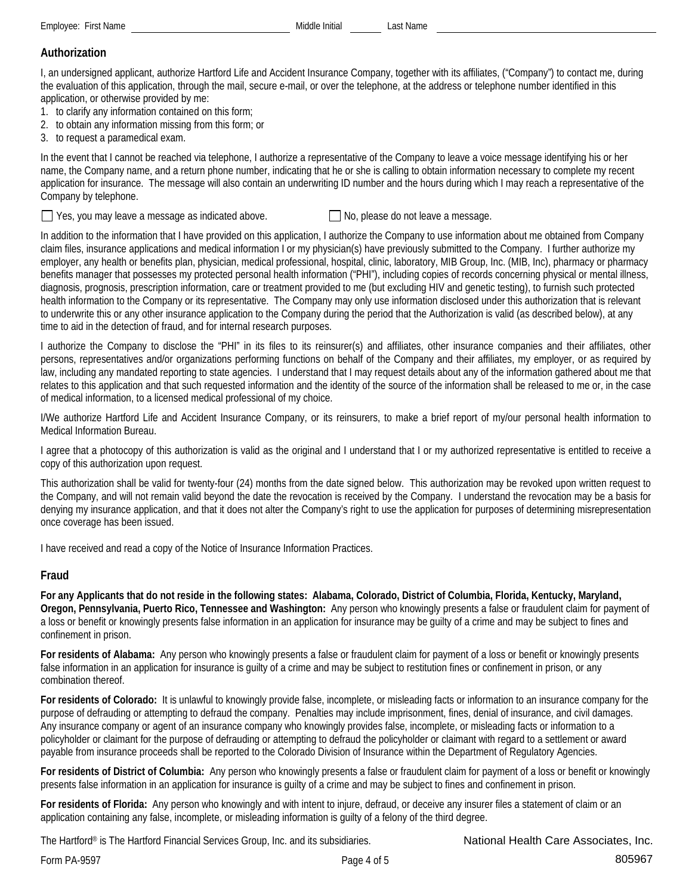Employee: First Name ______________________ Middle Initial ______ Last Name ______________________

## Authorization

I, an undersigned applicant, authorize Hartford Life and Accident Insurance Company, together with its affiliates, ("Company") to contact me, during the evaluation of this application, through the mail, secure e-mail, or over the telephone, at the address or telephone number identified in this application, or otherwise provided by me:

1. to clarify any information contained on this form;
2. to obtain any information missing from this form; or
3. to request a paramedical exam.

In the event that I cannot be reached via telephone, I authorize a representative of the Company to leave a voice message identifying his or her name, the Company name, and a return phone number, indicating that he or she is calling to obtain information necessary to complete my recent application for insurance. The message will also contain an underwriting ID number and the hours during which I may reach a representative of the Company by telephone.

☐ Yes, you may leave a message as indicated above. ☐ No, please do not leave a message.

In addition to the information that I have provided on this application, I authorize the Company to use information about me obtained from Company claim files, insurance applications and medical information I or my physician(s) have previously submitted to the Company. I further authorize my employer, any health or benefits plan, physician, medical professional, hospital, clinic, laboratory, MIB Group, Inc. (MIB, Inc), pharmacy or pharmacy benefits manager that possesses my protected personal health information ("PHI"), including copies of records concerning physical or mental illness, diagnosis, prognosis, prescription information, care or treatment provided to me (but excluding HIV and genetic testing), to furnish such protected health information to the Company or its representative. The Company may only use information disclosed under this authorization that is relevant to underwrite this or any other insurance application to the Company during the period that the Authorization is valid (as described below), at any time to aid in the detection of fraud, and for internal research purposes.

I authorize the Company to disclose the "PHI" in its files to its reinsurer(s) and affiliates, other insurance companies and their affiliates, other persons, representatives and/or organizations performing functions on behalf of the Company and their affiliates, my employer, or as required by law, including any mandated reporting to state agencies. I understand that I may request details about any of the information gathered about me that relates to this application and that such requested information and the identity of the source of the information shall be released to me or, in the case of medical information, to a licensed medical professional of my choice.

I/We authorize Hartford Life and Accident Insurance Company, or its reinsurers, to make a brief report of my/our personal health information to Medical Information Bureau.

I agree that a photocopy of this authorization is valid as the original and I understand that I or my authorized representative is entitled to receive a copy of this authorization upon request.

This authorization shall be valid for twenty-four (24) months from the date signed below. This authorization may be revoked upon written request to the Company, and will not remain valid beyond the date the revocation is received by the Company. I understand the revocation may be a basis for denying my insurance application, and that it does not alter the Company's right to use the application for purposes of determining misrepresentation once coverage has been issued.

I have received and read a copy of the Notice of Insurance Information Practices.

## Fraud

**For any Applicants that do not reside in the following states: Alabama, Colorado, District of Columbia, Florida, Kentucky, Maryland, Oregon, Pennsylvania, Puerto Rico, Tennessee and Washington:** Any person who knowingly presents a false or fraudulent claim for payment of a loss or benefit or knowingly presents false information in an application for insurance may be guilty of a crime and may be subject to fines and confinement in prison.

**For residents of Alabama:** Any person who knowingly presents a false or fraudulent claim for payment of a loss or benefit or knowingly presents false information in an application for insurance is guilty of a crime and may be subject to restitution fines or confinement in prison, or any combination thereof.

**For residents of Colorado:** It is unlawful to knowingly provide false, incomplete, or misleading facts or information to an insurance company for the purpose of defrauding or attempting to defraud the company. Penalties may include imprisonment, fines, denial of insurance, and civil damages. Any insurance company or agent of an insurance company who knowingly provides false, incomplete, or misleading facts or information to a policyholder or claimant for the purpose of defrauding or attempting to defraud the policyholder or claimant with regard to a settlement or award payable from insurance proceeds shall be reported to the Colorado Division of Insurance within the Department of Regulatory Agencies.

**For residents of District of Columbia:** Any person who knowingly presents a false or fraudulent claim for payment of a loss or benefit or knowingly presents false information in an application for insurance is guilty of a crime and may be subject to fines and confinement in prison.

**For residents of Florida:** Any person who knowingly and with intent to injure, defraud, or deceive any insurer files a statement of claim or an application containing any false, incomplete, or misleading information is guilty of a felony of the third degree.

The Hartford® is The Hartford Financial Services Group, Inc. and its subsidiaries.

National Health Care Associates, Inc.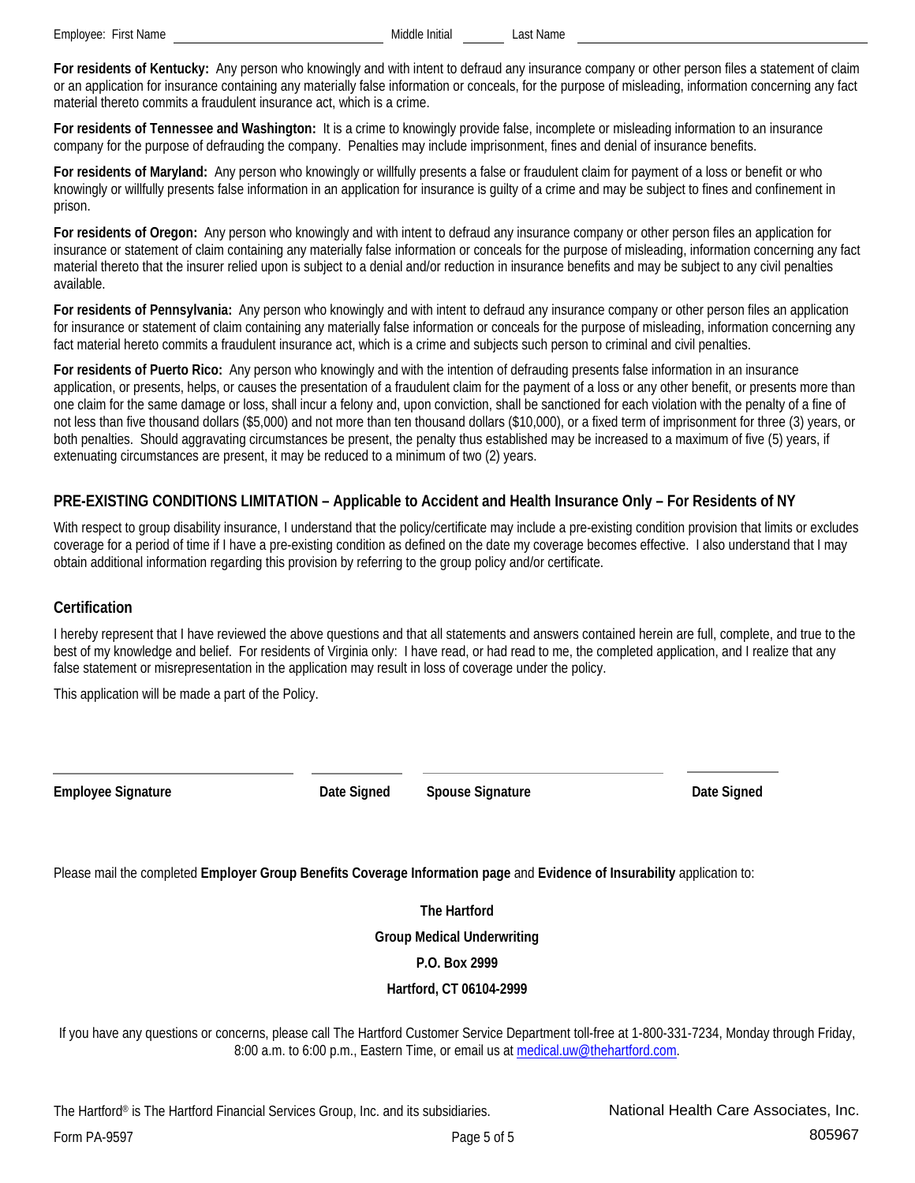Employee: First Name \_\_\_\_\_\_\_\_\_\_\_\_\_\_\_\_\_\_\_\_ Middle Initial \_\_\_\_\_\_ Last Name \_\_\_\_\_\_\_\_\_\_\_\_\_\_\_\_\_\_\_\_

**For residents of Kentucky:** Any person who knowingly and with intent to defraud any insurance company or other person files a statement of claim or an application for insurance containing any materially false information or conceals, for the purpose of misleading, information concerning any fact material thereto commits a fraudulent insurance act, which is a crime.

**For residents of Tennessee and Washington:** It is a crime to knowingly provide false, incomplete or misleading information to an insurance company for the purpose of defrauding the company. Penalties may include imprisonment, fines and denial of insurance benefits.

**For residents of Maryland:** Any person who knowingly or willfully presents a false or fraudulent claim for payment of a loss or benefit or who knowingly or willfully presents false information in an application for insurance is guilty of a crime and may be subject to fines and confinement in prison.

**For residents of Oregon:** Any person who knowingly and with intent to defraud any insurance company or other person files an application for insurance or statement of claim containing any materially false information or conceals for the purpose of misleading, information concerning any fact material thereto that the insurer relied upon is subject to a denial and/or reduction in insurance benefits and may be subject to any civil penalties available.

**For residents of Pennsylvania:** Any person who knowingly and with intent to defraud any insurance company or other person files an application for insurance or statement of claim containing any materially false information or conceals for the purpose of misleading, information concerning any fact material hereto commits a fraudulent insurance act, which is a crime and subjects such person to criminal and civil penalties.

**For residents of Puerto Rico:** Any person who knowingly and with the intention of defrauding presents false information in an insurance application, or presents, helps, or causes the presentation of a fraudulent claim for the payment of a loss or any other benefit, or presents more than one claim for the same damage or loss, shall incur a felony and, upon conviction, shall be sanctioned for each violation with the penalty of a fine of not less than five thousand dollars ($5,000) and not more than ten thousand dollars ($10,000), or a fixed term of imprisonment for three (3) years, or both penalties. Should aggravating circumstances be present, the penalty thus established may be increased to a maximum of five (5) years, if extenuating circumstances are present, it may be reduced to a minimum of two (2) years.

## PRE-EXISTING CONDITIONS LIMITATION – Applicable to Accident and Health Insurance Only – For Residents of NY

With respect to group disability insurance, I understand that the policy/certificate may include a pre-existing condition provision that limits or excludes coverage for a period of time if I have a pre-existing condition as defined on the date my coverage becomes effective. I also understand that I may obtain additional information regarding this provision by referring to the group policy and/or certificate.

## Certification

I hereby represent that I have reviewed the above questions and that all statements and answers contained herein are full, complete, and true to the best of my knowledge and belief. For residents of Virginia only: I have read, or had read to me, the completed application, and I realize that any false statement or misrepresentation in the application may result in loss of coverage under the policy.

This application will be made a part of the Policy.

| | | | |
|---|---|---|---|
| **Employee Signature** | **Date Signed** | **Spouse Signature** | **Date Signed** |

Please mail the completed **Employer Group Benefits Coverage Information page** and **Evidence of Insurability** application to:

**The Hartford**

**Group Medical Underwriting**

**P.O. Box 2999**

**Hartford, CT 06104-2999**

If you have any questions or concerns, please call The Hartford Customer Service Department toll-free at 1-800-331-7234, Monday through Friday, 8:00 a.m. to 6:00 p.m., Eastern Time, or email us at medical.uw@thehartford.com.

The Hartford® is The Hartford Financial Services Group, Inc. and its subsidiaries.

National Health Care Associates, Inc.

Form PA-9597

805967